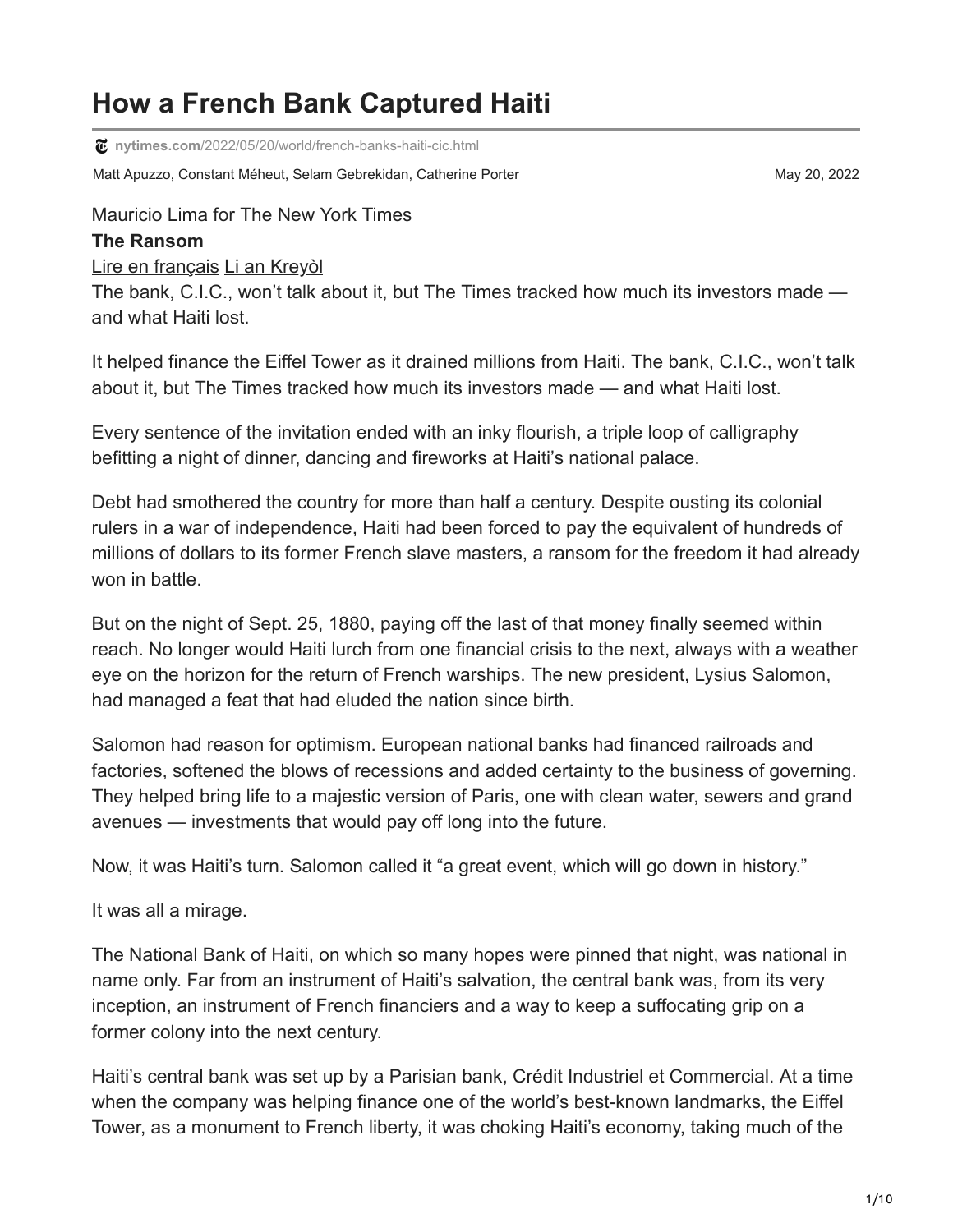# How a French Bank Captured Haiti

nytimes.com/2022/05/20/world/french-banks-haiti-cic.html

Matt Apuzzo, Constant Méheut, Selam Gebrekidan, Catherine Porter

May 20, 2022

Mauricio Lima for The New York Times

**The Ransom**

Lire en français Li an Kreyòl

The bank, C.I.C., won't talk about it, but The Times tracked how much its investors made — and what Haiti lost.

It helped finance the Eiffel Tower as it drained millions from Haiti. The bank, C.I.C., won't talk about it, but The Times tracked how much its investors made — and what Haiti lost.

Every sentence of the invitation ended with an inky flourish, a triple loop of calligraphy befitting a night of dinner, dancing and fireworks at Haiti's national palace.

Debt had smothered the country for more than half a century. Despite ousting its colonial rulers in a war of independence, Haiti had been forced to pay the equivalent of hundreds of millions of dollars to its former French slave masters, a ransom for the freedom it had already won in battle.

But on the night of Sept. 25, 1880, paying off the last of that money finally seemed within reach. No longer would Haiti lurch from one financial crisis to the next, always with a weather eye on the horizon for the return of French warships. The new president, Lysius Salomon, had managed a feat that had eluded the nation since birth.

Salomon had reason for optimism. European national banks had financed railroads and factories, softened the blows of recessions and added certainty to the business of governing. They helped bring life to a majestic version of Paris, one with clean water, sewers and grand avenues — investments that would pay off long into the future.

Now, it was Haiti's turn. Salomon called it "a great event, which will go down in history."

It was all a mirage.

The National Bank of Haiti, on which so many hopes were pinned that night, was national in name only. Far from an instrument of Haiti's salvation, the central bank was, from its very inception, an instrument of French financiers and a way to keep a suffocating grip on a former colony into the next century.

Haiti's central bank was set up by a Parisian bank, Crédit Industriel et Commercial. At a time when the company was helping finance one of the world's best-known landmarks, the Eiffel Tower, as a monument to French liberty, it was choking Haiti's economy, taking much of the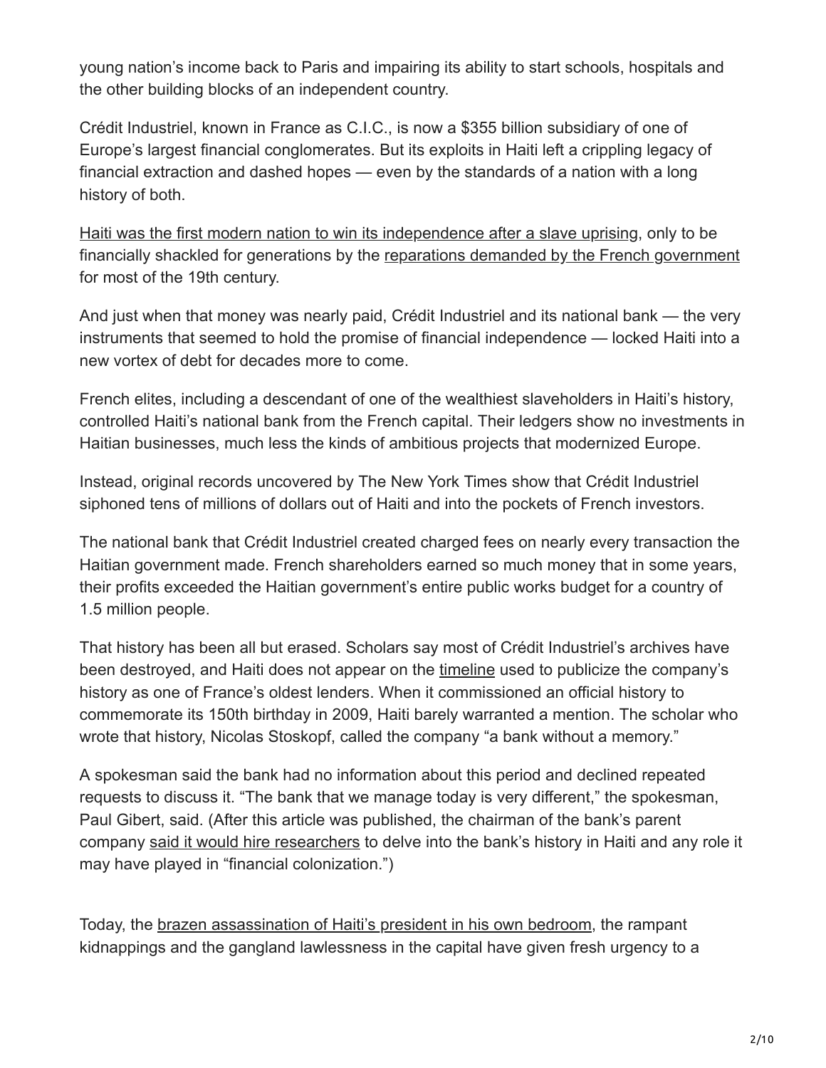young nation's income back to Paris and impairing its ability to start schools, hospitals and the other building blocks of an independent country.

Crédit Industriel, known in France as C.I.C., is now a $355 billion subsidiary of one of Europe's largest financial conglomerates. But its exploits in Haiti left a crippling legacy of financial extraction and dashed hopes — even by the standards of a nation with a long history of both.

Haiti was the first modern nation to win its independence after a slave uprising, only to be financially shackled for generations by the reparations demanded by the French government for most of the 19th century.

And just when that money was nearly paid, Crédit Industriel and its national bank — the very instruments that seemed to hold the promise of financial independence — locked Haiti into a new vortex of debt for decades more to come.

French elites, including a descendant of one of the wealthiest slaveholders in Haiti's history, controlled Haiti's national bank from the French capital. Their ledgers show no investments in Haitian businesses, much less the kinds of ambitious projects that modernized Europe.

Instead, original records uncovered by The New York Times show that Crédit Industriel siphoned tens of millions of dollars out of Haiti and into the pockets of French investors.

The national bank that Crédit Industriel created charged fees on nearly every transaction the Haitian government made. French shareholders earned so much money that in some years, their profits exceeded the Haitian government's entire public works budget for a country of 1.5 million people.

That history has been all but erased. Scholars say most of Crédit Industriel's archives have been destroyed, and Haiti does not appear on the timeline used to publicize the company's history as one of France's oldest lenders. When it commissioned an official history to commemorate its 150th birthday in 2009, Haiti barely warranted a mention. The scholar who wrote that history, Nicolas Stoskopf, called the company "a bank without a memory."

A spokesman said the bank had no information about this period and declined repeated requests to discuss it. "The bank that we manage today is very different," the spokesman, Paul Gibert, said. (After this article was published, the chairman of the bank's parent company said it would hire researchers to delve into the bank's history in Haiti and any role it may have played in "financial colonization.")

Today, the brazen assassination of Haiti's president in his own bedroom, the rampant kidnappings and the gangland lawlessness in the capital have given fresh urgency to a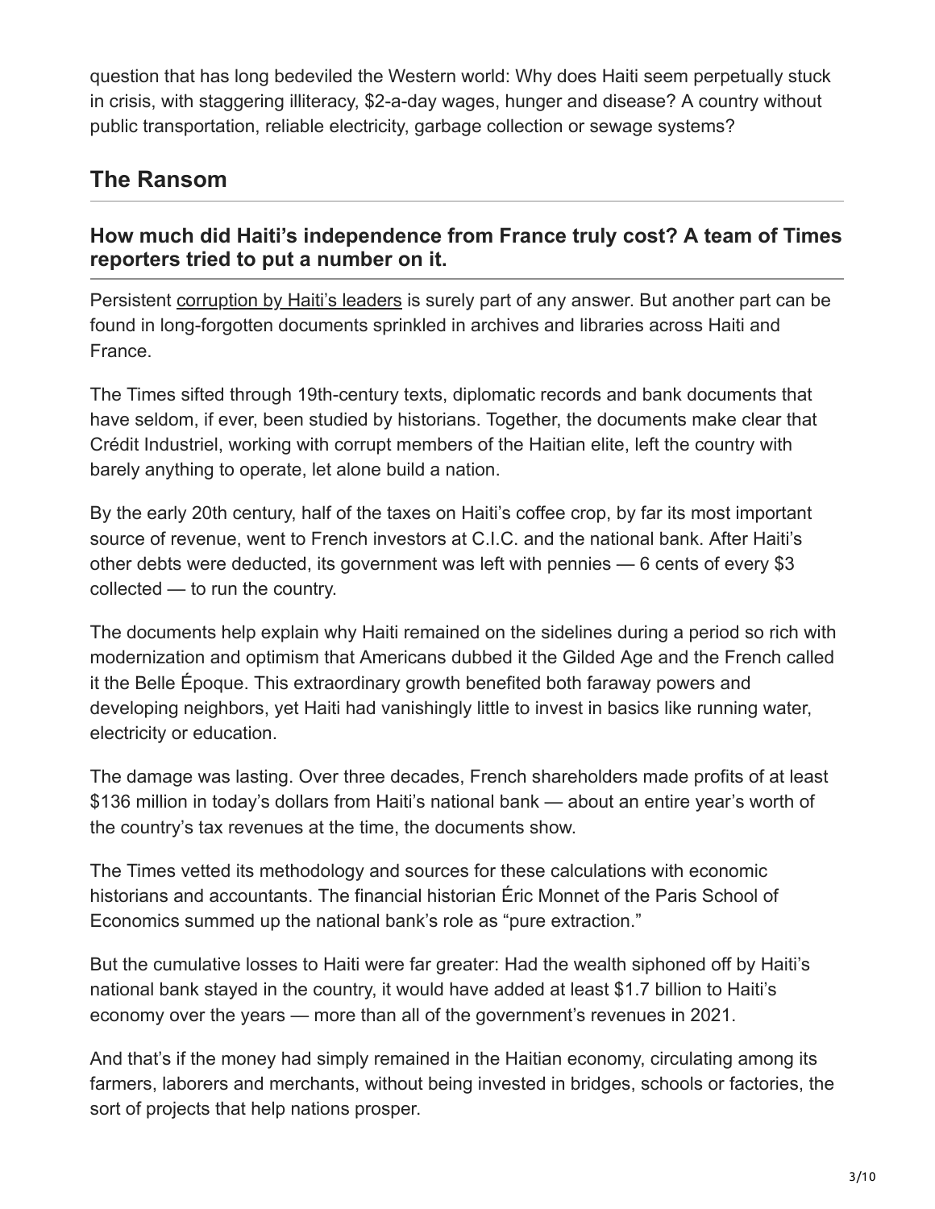question that has long bedeviled the Western world: Why does Haiti seem perpetually stuck in crisis, with staggering illiteracy, $2-a-day wages, hunger and disease? A country without public transportation, reliable electricity, garbage collection or sewage systems?

## The Ransom

### How much did Haiti's independence from France truly cost? A team of Times reporters tried to put a number on it.

Persistent corruption by Haiti's leaders is surely part of any answer. But another part can be found in long-forgotten documents sprinkled in archives and libraries across Haiti and France.

The Times sifted through 19th-century texts, diplomatic records and bank documents that have seldom, if ever, been studied by historians. Together, the documents make clear that Crédit Industriel, working with corrupt members of the Haitian elite, left the country with barely anything to operate, let alone build a nation.

By the early 20th century, half of the taxes on Haiti's coffee crop, by far its most important source of revenue, went to French investors at C.I.C. and the national bank. After Haiti's other debts were deducted, its government was left with pennies — 6 cents of every $3 collected — to run the country.

The documents help explain why Haiti remained on the sidelines during a period so rich with modernization and optimism that Americans dubbed it the Gilded Age and the French called it the Belle Époque. This extraordinary growth benefited both faraway powers and developing neighbors, yet Haiti had vanishingly little to invest in basics like running water, electricity or education.

The damage was lasting. Over three decades, French shareholders made profits of at least $136 million in today's dollars from Haiti's national bank — about an entire year's worth of the country's tax revenues at the time, the documents show.

The Times vetted its methodology and sources for these calculations with economic historians and accountants. The financial historian Éric Monnet of the Paris School of Economics summed up the national bank's role as "pure extraction."

But the cumulative losses to Haiti were far greater: Had the wealth siphoned off by Haiti's national bank stayed in the country, it would have added at least $1.7 billion to Haiti's economy over the years — more than all of the government's revenues in 2021.

And that's if the money had simply remained in the Haitian economy, circulating among its farmers, laborers and merchants, without being invested in bridges, schools or factories, the sort of projects that help nations prosper.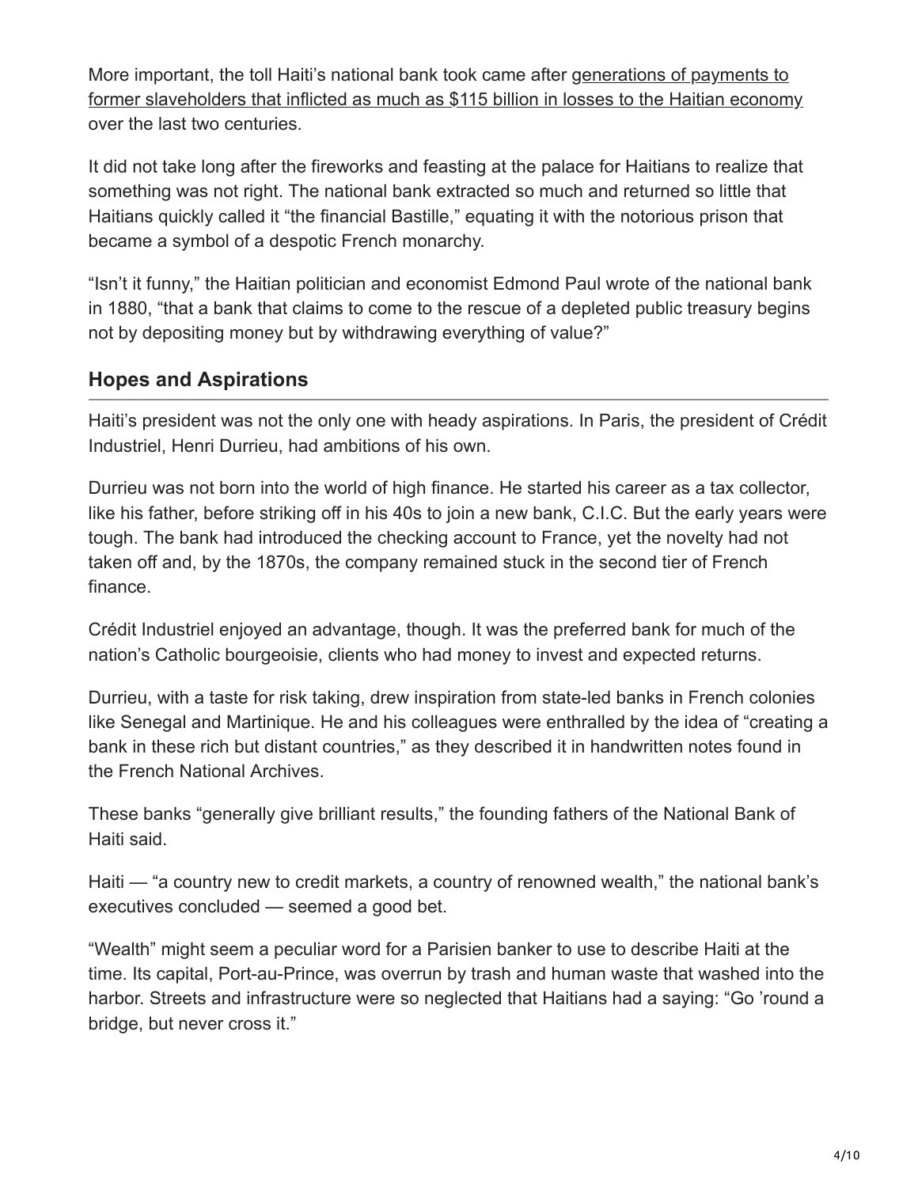More important, the toll Haiti's national bank took came after generations of payments to former slaveholders that inflicted as much as $115 billion in losses to the Haitian economy over the last two centuries.

It did not take long after the fireworks and feasting at the palace for Haitians to realize that something was not right. The national bank extracted so much and returned so little that Haitians quickly called it "the financial Bastille," equating it with the notorious prison that became a symbol of a despotic French monarchy.

"Isn't it funny," the Haitian politician and economist Edmond Paul wrote of the national bank in 1880, "that a bank that claims to come to the rescue of a depleted public treasury begins not by depositing money but by withdrawing everything of value?"

## Hopes and Aspirations

Haiti's president was not the only one with heady aspirations. In Paris, the president of Crédit Industriel, Henri Durrieu, had ambitions of his own.

Durrieu was not born into the world of high finance. He started his career as a tax collector, like his father, before striking off in his 40s to join a new bank, C.I.C. But the early years were tough. The bank had introduced the checking account to France, yet the novelty had not taken off and, by the 1870s, the company remained stuck in the second tier of French finance.

Crédit Industriel enjoyed an advantage, though. It was the preferred bank for much of the nation's Catholic bourgeoisie, clients who had money to invest and expected returns.

Durrieu, with a taste for risk taking, drew inspiration from state-led banks in French colonies like Senegal and Martinique. He and his colleagues were enthralled by the idea of "creating a bank in these rich but distant countries," as they described it in handwritten notes found in the French National Archives.

These banks "generally give brilliant results," the founding fathers of the National Bank of Haiti said.

Haiti — "a country new to credit markets, a country of renowned wealth," the national bank's executives concluded — seemed a good bet.

"Wealth" might seem a peculiar word for a Parisien banker to use to describe Haiti at the time. Its capital, Port-au-Prince, was overrun by trash and human waste that washed into the harbor. Streets and infrastructure were so neglected that Haitians had a saying: "Go 'round a bridge, but never cross it."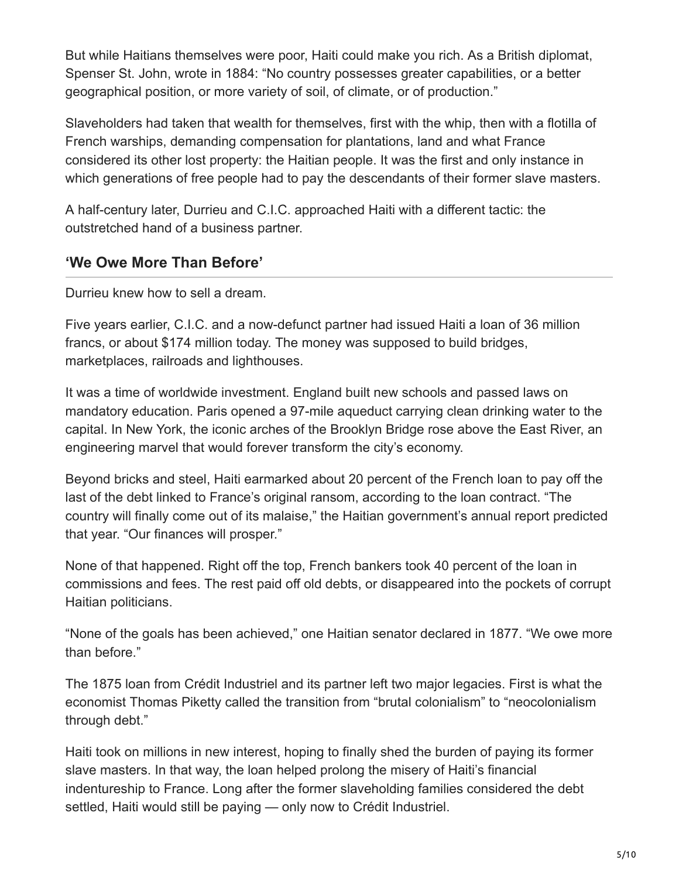But while Haitians themselves were poor, Haiti could make you rich. As a British diplomat, Spenser St. John, wrote in 1884: "No country possesses greater capabilities, or a better geographical position, or more variety of soil, of climate, or of production."

Slaveholders had taken that wealth for themselves, first with the whip, then with a flotilla of French warships, demanding compensation for plantations, land and what France considered its other lost property: the Haitian people. It was the first and only instance in which generations of free people had to pay the descendants of their former slave masters.

A half-century later, Durrieu and C.I.C. approached Haiti with a different tactic: the outstretched hand of a business partner.

## 'We Owe More Than Before'

Durrieu knew how to sell a dream.

Five years earlier, C.I.C. and a now-defunct partner had issued Haiti a loan of 36 million francs, or about $174 million today. The money was supposed to build bridges, marketplaces, railroads and lighthouses.

It was a time of worldwide investment. England built new schools and passed laws on mandatory education. Paris opened a 97-mile aqueduct carrying clean drinking water to the capital. In New York, the iconic arches of the Brooklyn Bridge rose above the East River, an engineering marvel that would forever transform the city's economy.

Beyond bricks and steel, Haiti earmarked about 20 percent of the French loan to pay off the last of the debt linked to France's original ransom, according to the loan contract. "The country will finally come out of its malaise," the Haitian government's annual report predicted that year. "Our finances will prosper."

None of that happened. Right off the top, French bankers took 40 percent of the loan in commissions and fees. The rest paid off old debts, or disappeared into the pockets of corrupt Haitian politicians.

"None of the goals has been achieved," one Haitian senator declared in 1877. "We owe more than before."

The 1875 loan from Crédit Industriel and its partner left two major legacies. First is what the economist Thomas Piketty called the transition from "brutal colonialism" to "neocolonialism through debt."

Haiti took on millions in new interest, hoping to finally shed the burden of paying its former slave masters. In that way, the loan helped prolong the misery of Haiti's financial indentureship to France. Long after the former slaveholding families considered the debt settled, Haiti would still be paying — only now to Crédit Industriel.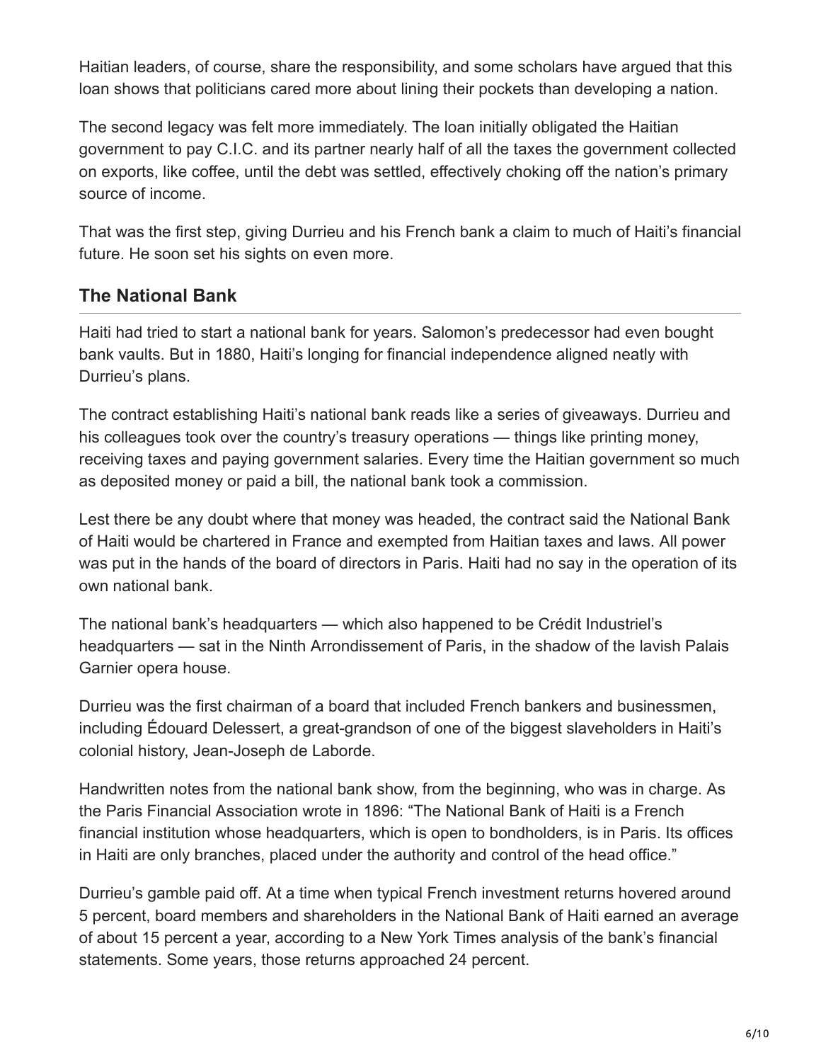Haitian leaders, of course, share the responsibility, and some scholars have argued that this loan shows that politicians cared more about lining their pockets than developing a nation.

The second legacy was felt more immediately. The loan initially obligated the Haitian government to pay C.I.C. and its partner nearly half of all the taxes the government collected on exports, like coffee, until the debt was settled, effectively choking off the nation's primary source of income.

That was the first step, giving Durrieu and his French bank a claim to much of Haiti's financial future. He soon set his sights on even more.

## The National Bank

Haiti had tried to start a national bank for years. Salomon's predecessor had even bought bank vaults. But in 1880, Haiti's longing for financial independence aligned neatly with Durrieu's plans.

The contract establishing Haiti's national bank reads like a series of giveaways. Durrieu and his colleagues took over the country's treasury operations — things like printing money, receiving taxes and paying government salaries. Every time the Haitian government so much as deposited money or paid a bill, the national bank took a commission.

Lest there be any doubt where that money was headed, the contract said the National Bank of Haiti would be chartered in France and exempted from Haitian taxes and laws. All power was put in the hands of the board of directors in Paris. Haiti had no say in the operation of its own national bank.

The national bank's headquarters — which also happened to be Crédit Industriel's headquarters — sat in the Ninth Arrondissement of Paris, in the shadow of the lavish Palais Garnier opera house.

Durrieu was the first chairman of a board that included French bankers and businessmen, including Édouard Delessert, a great-grandson of one of the biggest slaveholders in Haiti's colonial history, Jean-Joseph de Laborde.

Handwritten notes from the national bank show, from the beginning, who was in charge. As the Paris Financial Association wrote in 1896: "The National Bank of Haiti is a French financial institution whose headquarters, which is open to bondholders, is in Paris. Its offices in Haiti are only branches, placed under the authority and control of the head office."

Durrieu's gamble paid off. At a time when typical French investment returns hovered around 5 percent, board members and shareholders in the National Bank of Haiti earned an average of about 15 percent a year, according to a New York Times analysis of the bank's financial statements. Some years, those returns approached 24 percent.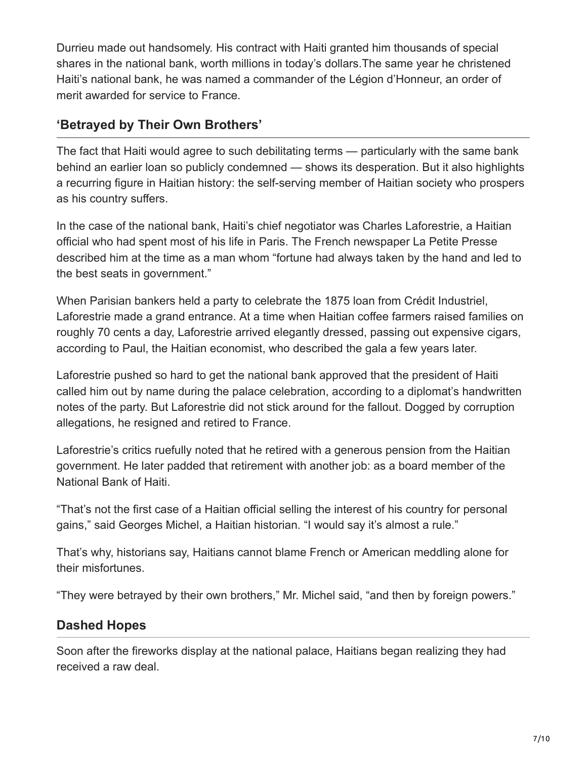Durrieu made out handsomely. His contract with Haiti granted him thousands of special shares in the national bank, worth millions in today's dollars.The same year he christened Haiti's national bank, he was named a commander of the Légion d'Honneur, an order of merit awarded for service to France.

## 'Betrayed by Their Own Brothers'

The fact that Haiti would agree to such debilitating terms — particularly with the same bank behind an earlier loan so publicly condemned — shows its desperation. But it also highlights a recurring figure in Haitian history: the self-serving member of Haitian society who prospers as his country suffers.

In the case of the national bank, Haiti's chief negotiator was Charles Laforestrie, a Haitian official who had spent most of his life in Paris. The French newspaper La Petite Presse described him at the time as a man whom "fortune had always taken by the hand and led to the best seats in government."

When Parisian bankers held a party to celebrate the 1875 loan from Crédit Industriel, Laforestrie made a grand entrance. At a time when Haitian coffee farmers raised families on roughly 70 cents a day, Laforestrie arrived elegantly dressed, passing out expensive cigars, according to Paul, the Haitian economist, who described the gala a few years later.

Laforestrie pushed so hard to get the national bank approved that the president of Haiti called him out by name during the palace celebration, according to a diplomat's handwritten notes of the party. But Laforestrie did not stick around for the fallout. Dogged by corruption allegations, he resigned and retired to France.

Laforestrie's critics ruefully noted that he retired with a generous pension from the Haitian government. He later padded that retirement with another job: as a board member of the National Bank of Haiti.

"That's not the first case of a Haitian official selling the interest of his country for personal gains," said Georges Michel, a Haitian historian. "I would say it's almost a rule."

That's why, historians say, Haitians cannot blame French or American meddling alone for their misfortunes.

"They were betrayed by their own brothers," Mr. Michel said, "and then by foreign powers."

## Dashed Hopes

Soon after the fireworks display at the national palace, Haitians began realizing they had received a raw deal.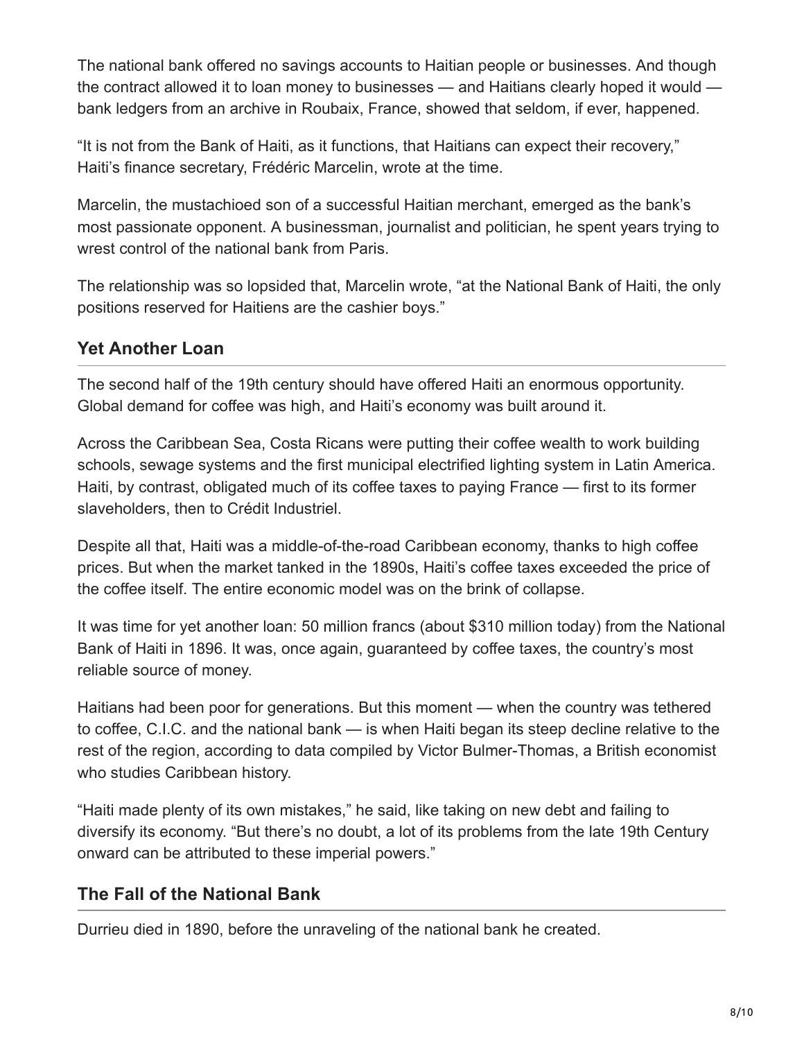The national bank offered no savings accounts to Haitian people or businesses. And though the contract allowed it to loan money to businesses — and Haitians clearly hoped it would — bank ledgers from an archive in Roubaix, France, showed that seldom, if ever, happened.

“It is not from the Bank of Haiti, as it functions, that Haitians can expect their recovery,” Haiti’s finance secretary, Frédéric Marcelin, wrote at the time.

Marcelin, the mustachioed son of a successful Haitian merchant, emerged as the bank’s most passionate opponent. A businessman, journalist and politician, he spent years trying to wrest control of the national bank from Paris.

The relationship was so lopsided that, Marcelin wrote, “at the National Bank of Haiti, the only positions reserved for Haitiens are the cashier boys.”

## Yet Another Loan

The second half of the 19th century should have offered Haiti an enormous opportunity. Global demand for coffee was high, and Haiti’s economy was built around it.

Across the Caribbean Sea, Costa Ricans were putting their coffee wealth to work building schools, sewage systems and the first municipal electrified lighting system in Latin America. Haiti, by contrast, obligated much of its coffee taxes to paying France — first to its former slaveholders, then to Crédit Industriel.

Despite all that, Haiti was a middle-of-the-road Caribbean economy, thanks to high coffee prices. But when the market tanked in the 1890s, Haiti’s coffee taxes exceeded the price of the coffee itself. The entire economic model was on the brink of collapse.

It was time for yet another loan: 50 million francs (about $310 million today) from the National Bank of Haiti in 1896. It was, once again, guaranteed by coffee taxes, the country’s most reliable source of money.

Haitians had been poor for generations. But this moment — when the country was tethered to coffee, C.I.C. and the national bank — is when Haiti began its steep decline relative to the rest of the region, according to data compiled by Victor Bulmer-Thomas, a British economist who studies Caribbean history.

“Haiti made plenty of its own mistakes,” he said, like taking on new debt and failing to diversify its economy. “But there’s no doubt, a lot of its problems from the late 19th Century onward can be attributed to these imperial powers.”

## The Fall of the National Bank

Durrieu died in 1890, before the unraveling of the national bank he created.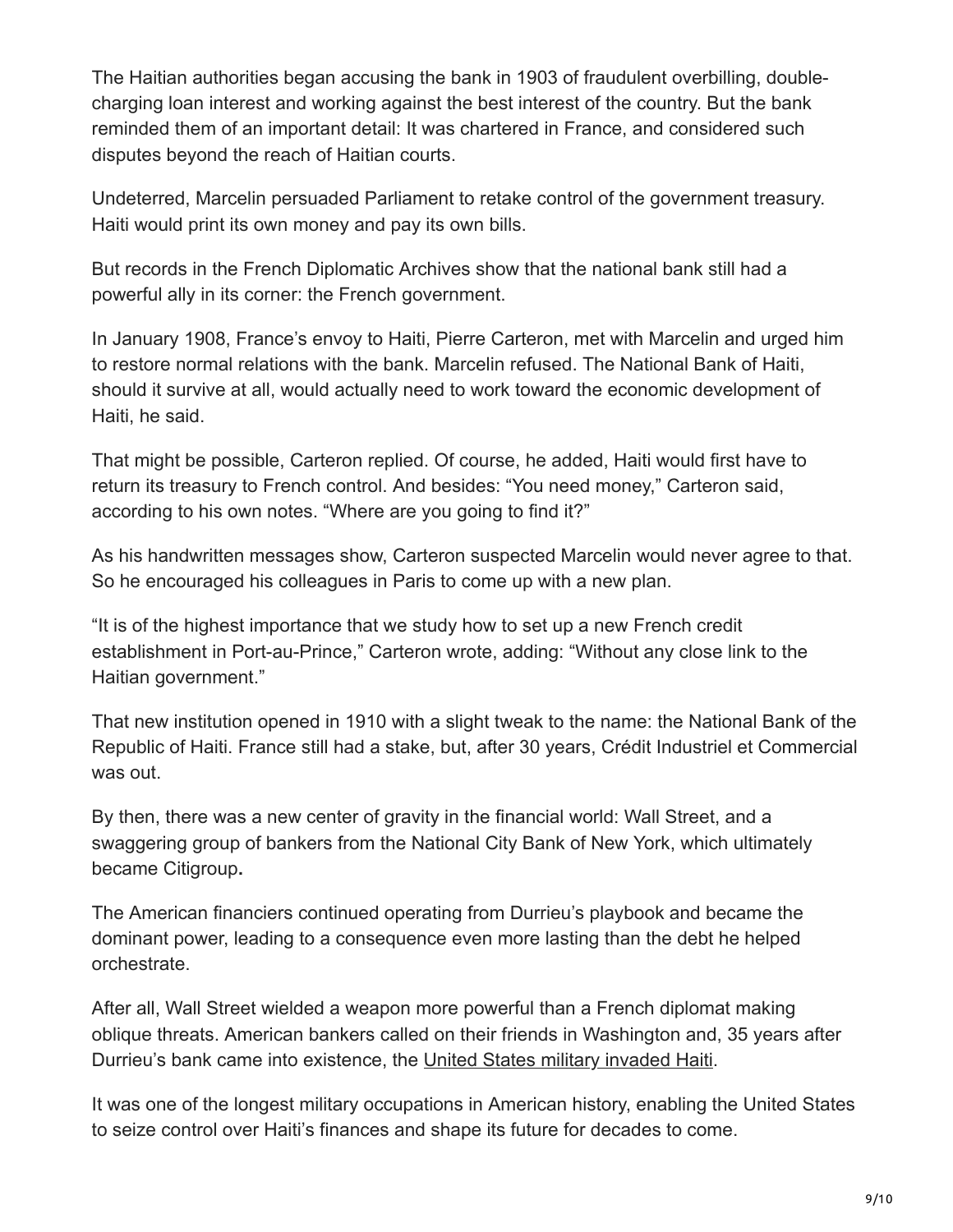The Haitian authorities began accusing the bank in 1903 of fraudulent overbilling, double-charging loan interest and working against the best interest of the country. But the bank reminded them of an important detail: It was chartered in France, and considered such disputes beyond the reach of Haitian courts.

Undeterred, Marcelin persuaded Parliament to retake control of the government treasury. Haiti would print its own money and pay its own bills.

But records in the French Diplomatic Archives show that the national bank still had a powerful ally in its corner: the French government.

In January 1908, France's envoy to Haiti, Pierre Carteron, met with Marcelin and urged him to restore normal relations with the bank. Marcelin refused. The National Bank of Haiti, should it survive at all, would actually need to work toward the economic development of Haiti, he said.

That might be possible, Carteron replied. Of course, he added, Haiti would first have to return its treasury to French control. And besides: "You need money," Carteron said, according to his own notes. "Where are you going to find it?"

As his handwritten messages show, Carteron suspected Marcelin would never agree to that. So he encouraged his colleagues in Paris to come up with a new plan.

"It is of the highest importance that we study how to set up a new French credit establishment in Port-au-Prince," Carteron wrote, adding: "Without any close link to the Haitian government."

That new institution opened in 1910 with a slight tweak to the name: the National Bank of the Republic of Haiti. France still had a stake, but, after 30 years, Crédit Industriel et Commercial was out.

By then, there was a new center of gravity in the financial world: Wall Street, and a swaggering group of bankers from the National City Bank of New York, which ultimately became Citigroup**.**

The American financiers continued operating from Durrieu's playbook and became the dominant power, leading to a consequence even more lasting than the debt he helped orchestrate.

After all, Wall Street wielded a weapon more powerful than a French diplomat making oblique threats. American bankers called on their friends in Washington and, 35 years after Durrieu's bank came into existence, the United States military invaded Haiti.

It was one of the longest military occupations in American history, enabling the United States to seize control over Haiti's finances and shape its future for decades to come.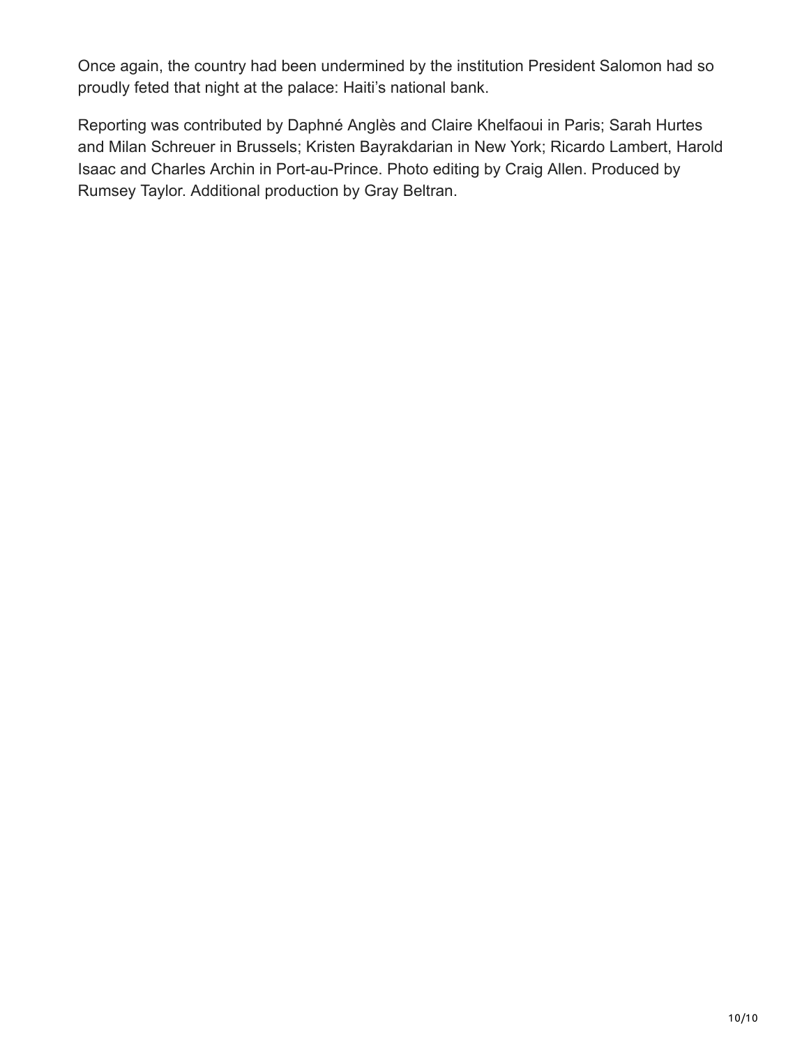Once again, the country had been undermined by the institution President Salomon had so proudly feted that night at the palace: Haiti's national bank.

Reporting was contributed by Daphné Anglès and Claire Khelfaoui in Paris; Sarah Hurtes and Milan Schreuer in Brussels; Kristen Bayrakdarian in New York; Ricardo Lambert, Harold Isaac and Charles Archin in Port-au-Prince. Photo editing by Craig Allen. Produced by Rumsey Taylor. Additional production by Gray Beltran.